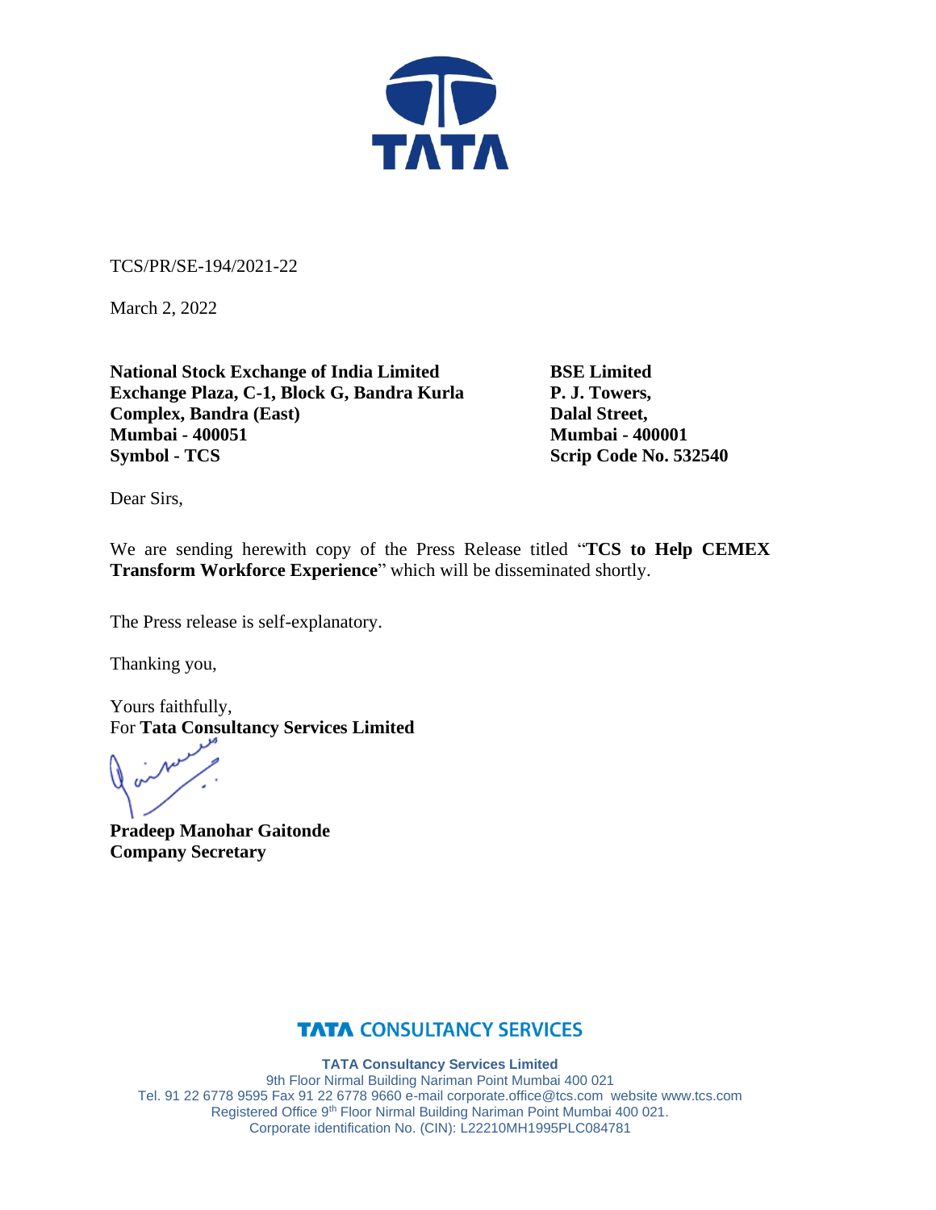TCS/PR/SE-194/2021-22

March 2, 2022

**National Stock Exchange of India Limited**
**Exchange Plaza, C-1, Block G, Bandra Kurla Complex, Bandra (East)**
**Mumbai - 400051**
**Symbol - TCS**

**BSE Limited**
**P. J. Towers,**
**Dalal Street,**
**Mumbai - 400001**
**Scrip Code No. 532540**

Dear Sirs,

We are sending herewith copy of the Press Release titled "**TCS to Help CEMEX Transform Workforce Experience**" which will be disseminated shortly.

The Press release is self-explanatory.

Thanking you,

Yours faithfully,
For **Tata Consultancy Services Limited**

**Pradeep Manohar Gaitonde**
**Company Secretary**

**TATA CONSULTANCY SERVICES**

**TATA Consultancy Services Limited**
9th Floor Nirmal Building Nariman Point Mumbai 400 021
Tel. 91 22 6778 9595 Fax 91 22 6778 9660 e-mail corporate.office@tcs.com website www.tcs.com
Registered Office 9th Floor Nirmal Building Nariman Point Mumbai 400 021.
Corporate identification No. (CIN): L22210MH1995PLC084781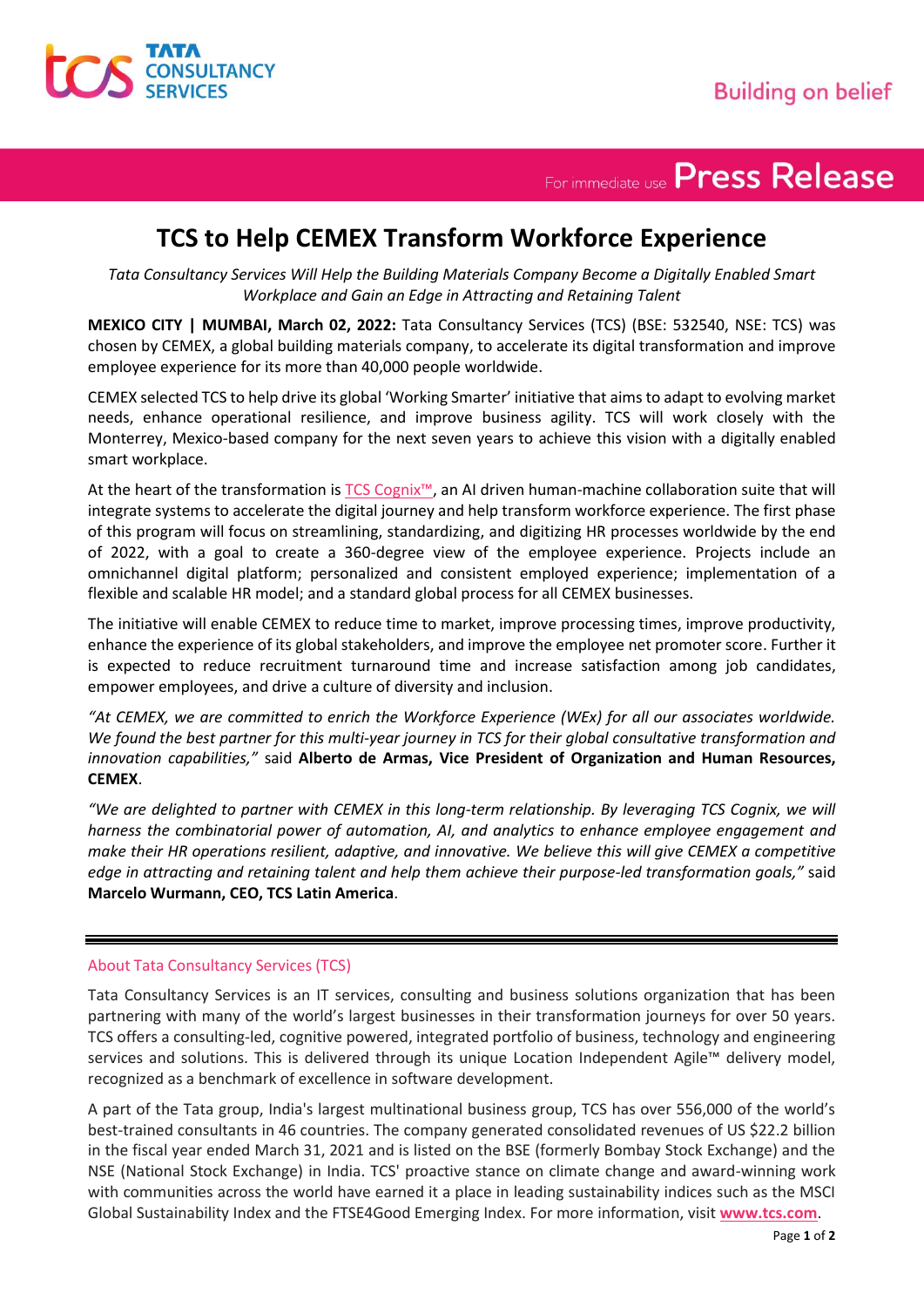For immediate use **Press Release**

# TCS to Help CEMEX Transform Workforce Experience

*Tata Consultancy Services Will Help the Building Materials Company Become a Digitally Enabled Smart Workplace and Gain an Edge in Attracting and Retaining Talent*

**MEXICO CITY | MUMBAI, March 02, 2022:** Tata Consultancy Services (TCS) (BSE: 532540, NSE: TCS) was chosen by CEMEX, a global building materials company, to accelerate its digital transformation and improve employee experience for its more than 40,000 people worldwide.

CEMEX selected TCS to help drive its global 'Working Smarter' initiative that aims to adapt to evolving market needs, enhance operational resilience, and improve business agility. TCS will work closely with the Monterrey, Mexico-based company for the next seven years to achieve this vision with a digitally enabled smart workplace.

At the heart of the transformation is TCS Cognix™, an AI driven human-machine collaboration suite that will integrate systems to accelerate the digital journey and help transform workforce experience. The first phase of this program will focus on streamlining, standardizing, and digitizing HR processes worldwide by the end of 2022, with a goal to create a 360-degree view of the employee experience. Projects include an omnichannel digital platform; personalized and consistent employed experience; implementation of a flexible and scalable HR model; and a standard global process for all CEMEX businesses.

The initiative will enable CEMEX to reduce time to market, improve processing times, improve productivity, enhance the experience of its global stakeholders, and improve the employee net promoter score. Further it is expected to reduce recruitment turnaround time and increase satisfaction among job candidates, empower employees, and drive a culture of diversity and inclusion.

*"At CEMEX, we are committed to enrich the Workforce Experience (WEx) for all our associates worldwide. We found the best partner for this multi-year journey in TCS for their global consultative transformation and innovation capabilities,"* said **Alberto de Armas, Vice President of Organization and Human Resources, CEMEX**.

*"We are delighted to partner with CEMEX in this long-term relationship. By leveraging TCS Cognix, we will harness the combinatorial power of automation, AI, and analytics to enhance employee engagement and make their HR operations resilient, adaptive, and innovative. We believe this will give CEMEX a competitive edge in attracting and retaining talent and help them achieve their purpose-led transformation goals,"* said **Marcelo Wurmann, CEO, TCS Latin America**.

---

## About Tata Consultancy Services (TCS)

Tata Consultancy Services is an IT services, consulting and business solutions organization that has been partnering with many of the world's largest businesses in their transformation journeys for over 50 years. TCS offers a consulting-led, cognitive powered, integrated portfolio of business, technology and engineering services and solutions. This is delivered through its unique Location Independent Agile™ delivery model, recognized as a benchmark of excellence in software development.

A part of the Tata group, India's largest multinational business group, TCS has over 556,000 of the world's best-trained consultants in 46 countries. The company generated consolidated revenues of US $22.2 billion in the fiscal year ended March 31, 2021 and is listed on the BSE (formerly Bombay Stock Exchange) and the NSE (National Stock Exchange) in India. TCS' proactive stance on climate change and award-winning work with communities across the world have earned it a place in leading sustainability indices such as the MSCI Global Sustainability Index and the FTSE4Good Emerging Index. For more information, visit **www.tcs.com**.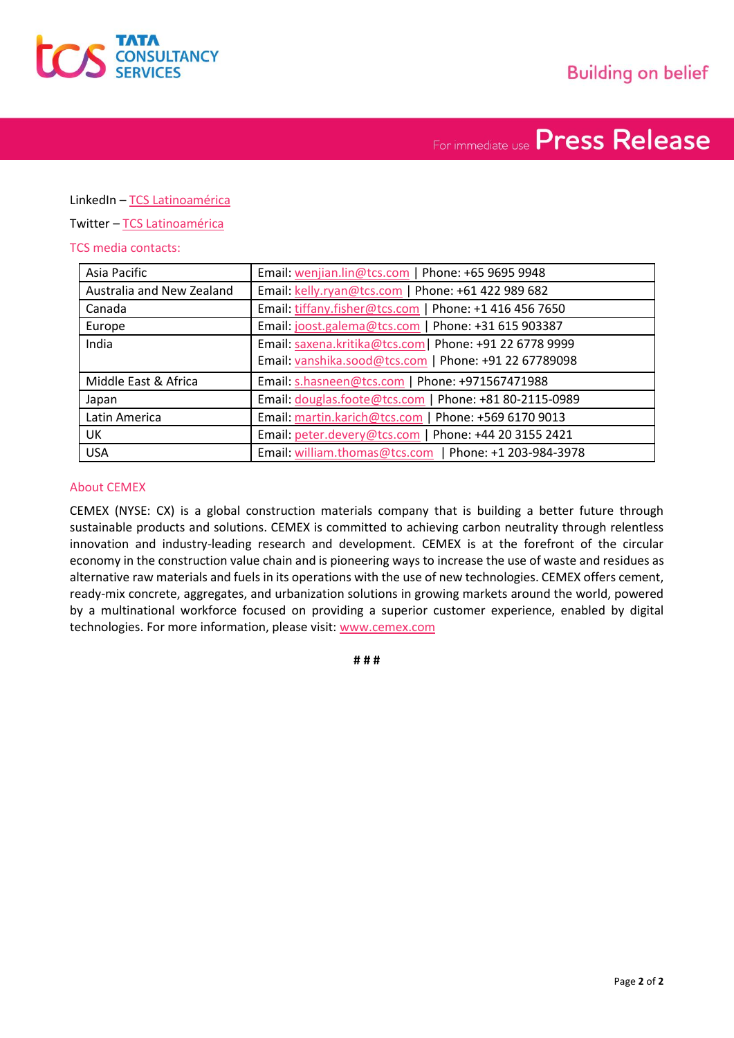LinkedIn – TCS Latinoamérica

Twitter – TCS Latinoamérica

TCS media contacts:

| | |
|---|---|
| Asia Pacific | Email: wenjian.lin@tcs.com \| Phone: +65 9695 9948 |
| Australia and New Zealand | Email: kelly.ryan@tcs.com \| Phone: +61 422 989 682 |
| Canada | Email: tiffany.fisher@tcs.com \| Phone: +1 416 456 7650 |
| Europe | Email: joost.galema@tcs.com \| Phone: +31 615 903387 |
| India | Email: saxena.kritika@tcs.com\| Phone: +91 22 6778 9999<br>Email: vanshika.sood@tcs.com \| Phone: +91 22 67789098 |
| Middle East & Africa | Email: s.hasneen@tcs.com \| Phone: +971567471988 |
| Japan | Email: douglas.foote@tcs.com \| Phone: +81 80-2115-0989 |
| Latin America | Email: martin.karich@tcs.com \| Phone: +569 6170 9013 |
| UK | Email: peter.devery@tcs.com \| Phone: +44 20 3155 2421 |
| USA | Email: william.thomas@tcs.com \| Phone: +1 203-984-3978 |

## About CEMEX

CEMEX (NYSE: CX) is a global construction materials company that is building a better future through sustainable products and solutions. CEMEX is committed to achieving carbon neutrality through relentless innovation and industry-leading research and development. CEMEX is at the forefront of the circular economy in the construction value chain and is pioneering ways to increase the use of waste and residues as alternative raw materials and fuels in its operations with the use of new technologies. CEMEX offers cement, ready-mix concrete, aggregates, and urbanization solutions in growing markets around the world, powered by a multinational workforce focused on providing a superior customer experience, enabled by digital technologies. For more information, please visit: www.cemex.com

**# # #**